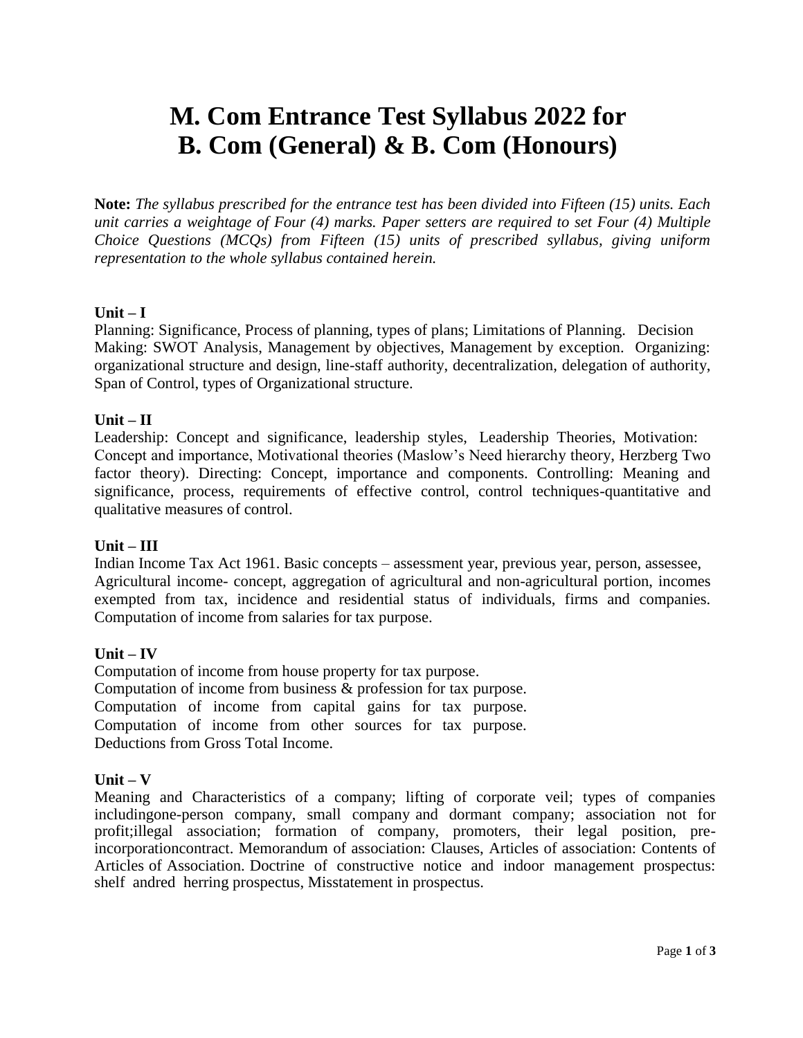# M. Com Entrance Test Syllabus 2022 for B. Com (General) & B. Com (Honours)

**Note:** *The syllabus prescribed for the entrance test has been divided into Fifteen (15) units. Each unit carries a weightage of Four (4) marks. Paper setters are required to set Four (4) Multiple Choice Questions (MCQs) from Fifteen (15) units of prescribed syllabus, giving uniform representation to the whole syllabus contained herein.*

**Unit – I**

Planning: Significance, Process of planning, types of plans; Limitations of Planning. Decision Making: SWOT Analysis, Management by objectives, Management by exception. Organizing: organizational structure and design, line-staff authority, decentralization, delegation of authority, Span of Control, types of Organizational structure.

**Unit – II**

Leadership: Concept and significance, leadership styles, Leadership Theories, Motivation: Concept and importance, Motivational theories (Maslow's Need hierarchy theory, Herzberg Two factor theory). Directing: Concept, importance and components. Controlling: Meaning and significance, process, requirements of effective control, control techniques-quantitative and qualitative measures of control.

**Unit – III**

Indian Income Tax Act 1961. Basic concepts – assessment year, previous year, person, assessee, Agricultural income- concept, aggregation of agricultural and non-agricultural portion, incomes exempted from tax, incidence and residential status of individuals, firms and companies. Computation of income from salaries for tax purpose.

**Unit – IV**

Computation of income from house property for tax purpose.
Computation of income from business & profession for tax purpose.
Computation of income from capital gains for tax purpose.
Computation of income from other sources for tax purpose.
Deductions from Gross Total Income.

**Unit – V**

Meaning and Characteristics of a company; lifting of corporate veil; types of companies includingone-person company, small company and dormant company; association not for profit;illegal association; formation of company, promoters, their legal position, pre-incorporationcontract. Memorandum of association: Clauses, Articles of association: Contents of Articles of Association. Doctrine of constructive notice and indoor management prospectus: shelf andred herring prospectus, Misstatement in prospectus.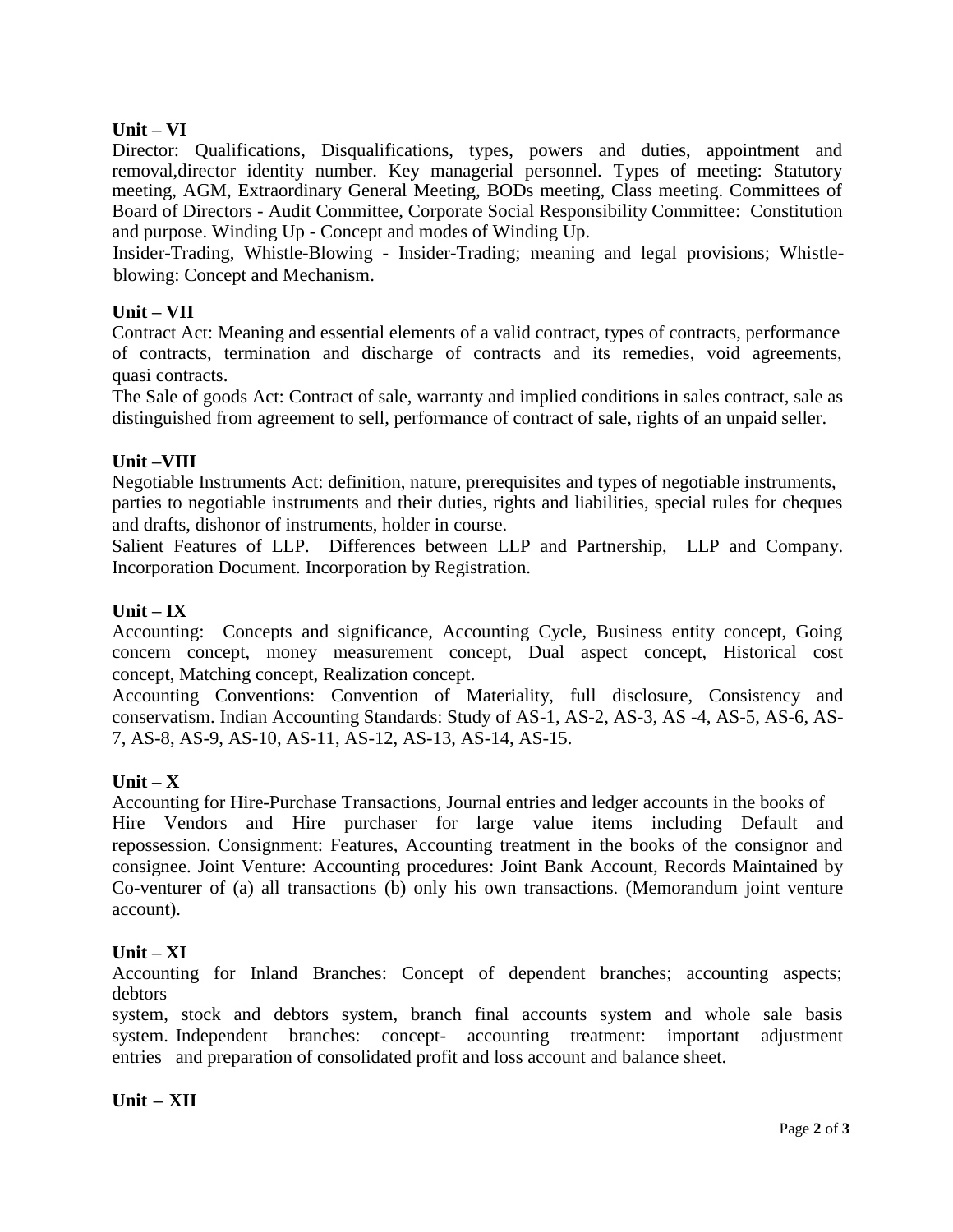**Unit – VI**

Director: Qualifications, Disqualifications, types, powers and duties, appointment and removal,director identity number. Key managerial personnel. Types of meeting: Statutory meeting, AGM, Extraordinary General Meeting, BODs meeting, Class meeting. Committees of Board of Directors - Audit Committee, Corporate Social Responsibility Committee: Constitution and purpose. Winding Up - Concept and modes of Winding Up.

Insider-Trading, Whistle-Blowing - Insider-Trading; meaning and legal provisions; Whistle-blowing: Concept and Mechanism.

**Unit – VII**

Contract Act: Meaning and essential elements of a valid contract, types of contracts, performance of contracts, termination and discharge of contracts and its remedies, void agreements, quasi contracts.

The Sale of goods Act: Contract of sale, warranty and implied conditions in sales contract, sale as distinguished from agreement to sell, performance of contract of sale, rights of an unpaid seller.

**Unit –VIII**

Negotiable Instruments Act: definition, nature, prerequisites and types of negotiable instruments, parties to negotiable instruments and their duties, rights and liabilities, special rules for cheques and drafts, dishonor of instruments, holder in course.

Salient Features of LLP. Differences between LLP and Partnership, LLP and Company. Incorporation Document. Incorporation by Registration.

**Unit – IX**

Accounting: Concepts and significance, Accounting Cycle, Business entity concept, Going concern concept, money measurement concept, Dual aspect concept, Historical cost concept, Matching concept, Realization concept.

Accounting Conventions: Convention of Materiality, full disclosure, Consistency and conservatism. Indian Accounting Standards: Study of AS-1, AS-2, AS-3, AS -4, AS-5, AS-6, AS-7, AS-8, AS-9, AS-10, AS-11, AS-12, AS-13, AS-14, AS-15.

**Unit – X**

Accounting for Hire-Purchase Transactions, Journal entries and ledger accounts in the books of Hire Vendors and Hire purchaser for large value items including Default and repossession. Consignment: Features, Accounting treatment in the books of the consignor and consignee. Joint Venture: Accounting procedures: Joint Bank Account, Records Maintained by Co-venturer of (a) all transactions (b) only his own transactions. (Memorandum joint venture account).

**Unit – XI**

Accounting for Inland Branches: Concept of dependent branches; accounting aspects; debtors system, stock and debtors system, branch final accounts system and whole sale basis system. Independent branches: concept- accounting treatment: important adjustment entries and preparation of consolidated profit and loss account and balance sheet.

**Unit – XII**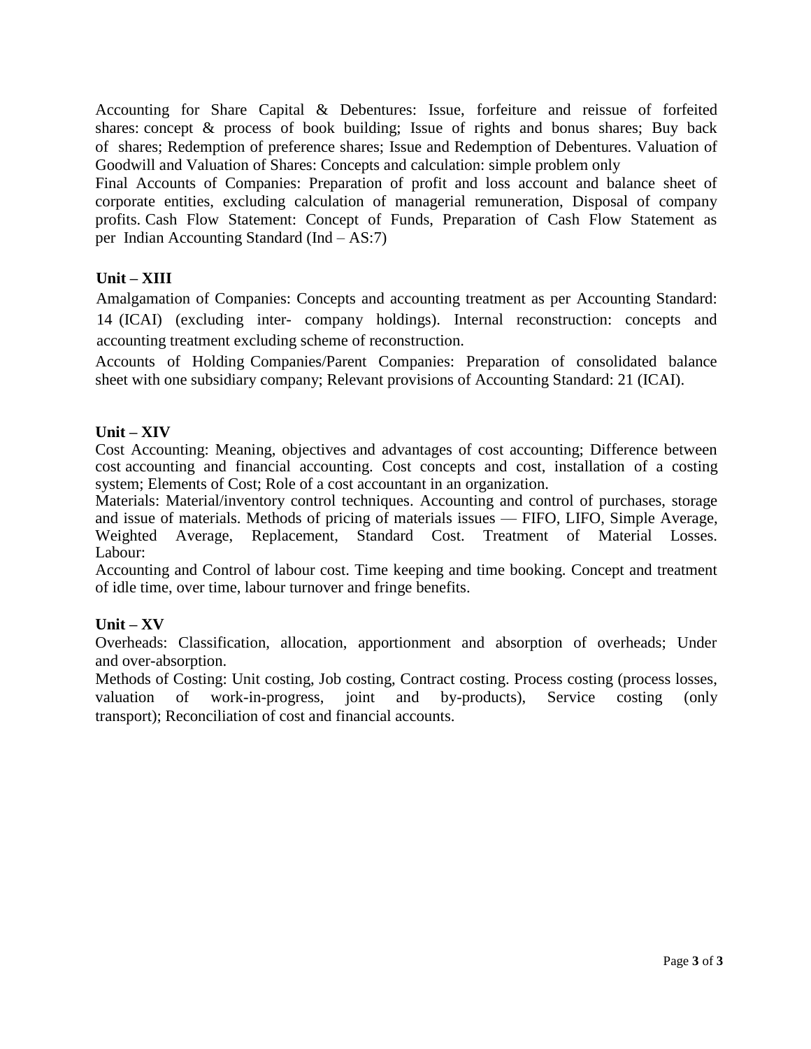Accounting for Share Capital & Debentures: Issue, forfeiture and reissue of forfeited shares: concept & process of book building; Issue of rights and bonus shares; Buy back of shares; Redemption of preference shares; Issue and Redemption of Debentures. Valuation of Goodwill and Valuation of Shares: Concepts and calculation: simple problem only

Final Accounts of Companies: Preparation of profit and loss account and balance sheet of corporate entities, excluding calculation of managerial remuneration, Disposal of company profits. Cash Flow Statement: Concept of Funds, Preparation of Cash Flow Statement as per Indian Accounting Standard (Ind – AS:7)

**Unit – XIII**

Amalgamation of Companies: Concepts and accounting treatment as per Accounting Standard: 14 (ICAI) (excluding inter- company holdings). Internal reconstruction: concepts and accounting treatment excluding scheme of reconstruction.

Accounts of Holding Companies/Parent Companies: Preparation of consolidated balance sheet with one subsidiary company; Relevant provisions of Accounting Standard: 21 (ICAI).

**Unit – XIV**

Cost Accounting: Meaning, objectives and advantages of cost accounting; Difference between cost accounting and financial accounting. Cost concepts and cost, installation of a costing system; Elements of Cost; Role of a cost accountant in an organization.

Materials: Material/inventory control techniques. Accounting and control of purchases, storage and issue of materials. Methods of pricing of materials issues — FIFO, LIFO, Simple Average, Weighted Average, Replacement, Standard Cost. Treatment of Material Losses. Labour:

Accounting and Control of labour cost. Time keeping and time booking. Concept and treatment of idle time, over time, labour turnover and fringe benefits.

**Unit – XV**

Overheads: Classification, allocation, apportionment and absorption of overheads; Under and over-absorption.

Methods of Costing: Unit costing, Job costing, Contract costing. Process costing (process losses, valuation of work-in-progress, joint and by-products), Service costing (only transport); Reconciliation of cost and financial accounts.